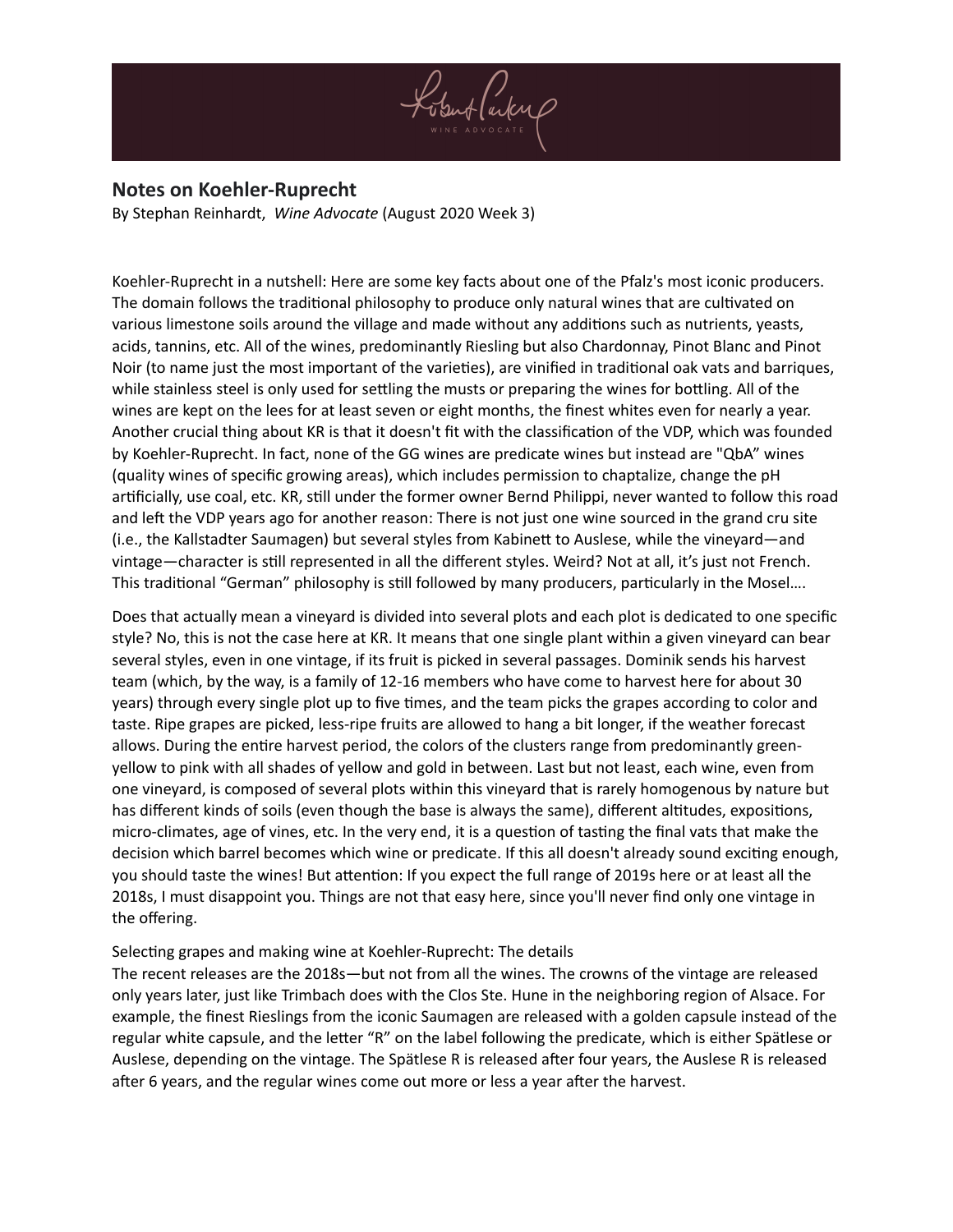## Notes on Koehler-Ruprecht

By Stephan Reinhardt, *Wine Advocate* (August 2020 Week 3)

Koehler-Ruprecht in a nutshell: Here are some key facts about one of the Pfalz's most iconic producers. The domain follows the traditional philosophy to produce only natural wines that are cultivated on various limestone soils around the village and made without any additions such as nutrients, yeasts, acids, tannins, etc. All of the wines, predominantly Riesling but also Chardonnay, Pinot Blanc and Pinot Noir (to name just the most important of the varieties), are vinified in traditional oak vats and barriques, while stainless steel is only used for settling the musts or preparing the wines for bottling. All of the wines are kept on the lees for at least seven or eight months, the finest whites even for nearly a year. Another crucial thing about KR is that it doesn't fit with the classification of the VDP, which was founded by Koehler-Ruprecht. In fact, none of the GG wines are predicate wines but instead are "QbA" wines (quality wines of specific growing areas), which includes permission to chaptalize, change the pH artificially, use coal, etc. KR, still under the former owner Bernd Philippi, never wanted to follow this road and left the VDP years ago for another reason: There is not just one wine sourced in the grand cru site (i.e., the Kallstadter Saumagen) but several styles from Kabinett to Auslese, while the vineyard—and vintage—character is still represented in all the different styles. Weird? Not at all, it's just not French. This traditional "German" philosophy is still followed by many producers, particularly in the Mosel….

Does that actually mean a vineyard is divided into several plots and each plot is dedicated to one specific style? No, this is not the case here at KR. It means that one single plant within a given vineyard can bear several styles, even in one vintage, if its fruit is picked in several passages. Dominik sends his harvest team (which, by the way, is a family of 12-16 members who have come to harvest here for about 30 years) through every single plot up to five times, and the team picks the grapes according to color and taste. Ripe grapes are picked, less-ripe fruits are allowed to hang a bit longer, if the weather forecast allows. During the entire harvest period, the colors of the clusters range from predominantly green-yellow to pink with all shades of yellow and gold in between. Last but not least, each wine, even from one vineyard, is composed of several plots within this vineyard that is rarely homogenous by nature but has different kinds of soils (even though the base is always the same), different altitudes, expositions, micro-climates, age of vines, etc. In the very end, it is a question of tasting the final vats that make the decision which barrel becomes which wine or predicate. If this all doesn't already sound exciting enough, you should taste the wines! But attention: If you expect the full range of 2019s here or at least all the 2018s, I must disappoint you. Things are not that easy here, since you'll never find only one vintage in the offering.

Selecting grapes and making wine at Koehler-Ruprecht: The details

The recent releases are the 2018s—but not from all the wines. The crowns of the vintage are released only years later, just like Trimbach does with the Clos Ste. Hune in the neighboring region of Alsace. For example, the finest Rieslings from the iconic Saumagen are released with a golden capsule instead of the regular white capsule, and the letter "R" on the label following the predicate, which is either Spätlese or Auslese, depending on the vintage. The Spätlese R is released after four years, the Auslese R is released after 6 years, and the regular wines come out more or less a year after the harvest.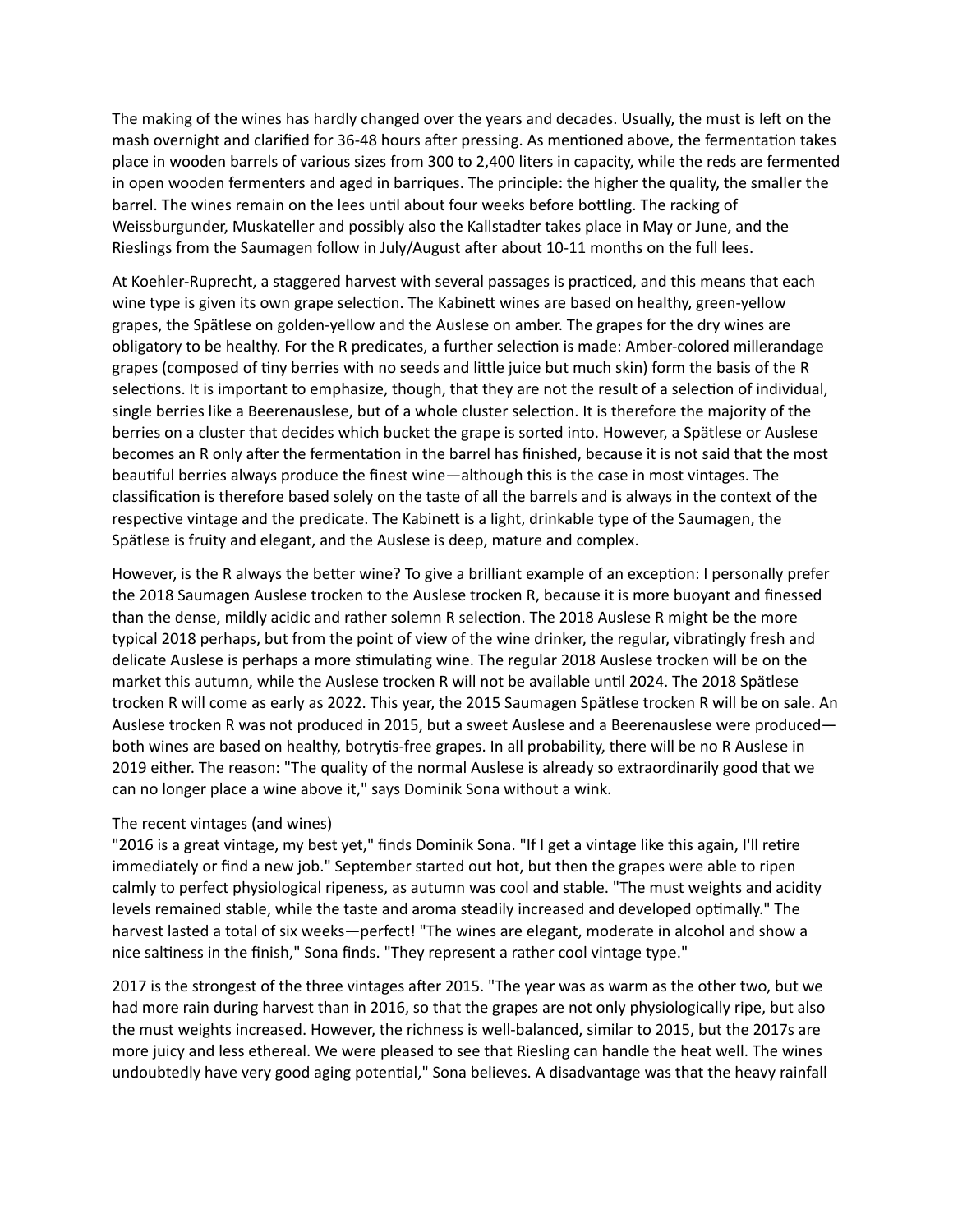The making of the wines has hardly changed over the years and decades. Usually, the must is left on the mash overnight and clarified for 36-48 hours after pressing. As mentioned above, the fermentation takes place in wooden barrels of various sizes from 300 to 2,400 liters in capacity, while the reds are fermented in open wooden fermenters and aged in barriques. The principle: the higher the quality, the smaller the barrel. The wines remain on the lees until about four weeks before bottling. The racking of Weissburgunder, Muskateller and possibly also the Kallstadter takes place in May or June, and the Rieslings from the Saumagen follow in July/August after about 10-11 months on the full lees.

At Koehler-Ruprecht, a staggered harvest with several passages is practiced, and this means that each wine type is given its own grape selection. The Kabinett wines are based on healthy, green-yellow grapes, the Spätlese on golden-yellow and the Auslese on amber. The grapes for the dry wines are obligatory to be healthy. For the R predicates, a further selection is made: Amber-colored millerandage grapes (composed of tiny berries with no seeds and little juice but much skin) form the basis of the R selections. It is important to emphasize, though, that they are not the result of a selection of individual, single berries like a Beerenauslese, but of a whole cluster selection. It is therefore the majority of the berries on a cluster that decides which bucket the grape is sorted into. However, a Spätlese or Auslese becomes an R only after the fermentation in the barrel has finished, because it is not said that the most beautiful berries always produce the finest wine—although this is the case in most vintages. The classification is therefore based solely on the taste of all the barrels and is always in the context of the respective vintage and the predicate. The Kabinett is a light, drinkable type of the Saumagen, the Spätlese is fruity and elegant, and the Auslese is deep, mature and complex.

However, is the R always the better wine? To give a brilliant example of an exception: I personally prefer the 2018 Saumagen Auslese trocken to the Auslese trocken R, because it is more buoyant and finessed than the dense, mildly acidic and rather solemn R selection. The 2018 Auslese R might be the more typical 2018 perhaps, but from the point of view of the wine drinker, the regular, vibratingly fresh and delicate Auslese is perhaps a more stimulating wine. The regular 2018 Auslese trocken will be on the market this autumn, while the Auslese trocken R will not be available until 2024. The 2018 Spätlese trocken R will come as early as 2022. This year, the 2015 Saumagen Spätlese trocken R will be on sale. An Auslese trocken R was not produced in 2015, but a sweet Auslese and a Beerenauslese were produced—both wines are based on healthy, botrytis-free grapes. In all probability, there will be no R Auslese in 2019 either. The reason: "The quality of the normal Auslese is already so extraordinarily good that we can no longer place a wine above it," says Dominik Sona without a wink.

The recent vintages (and wines)

"2016 is a great vintage, my best yet," finds Dominik Sona. "If I get a vintage like this again, I'll retire immediately or find a new job." September started out hot, but then the grapes were able to ripen calmly to perfect physiological ripeness, as autumn was cool and stable. "The must weights and acidity levels remained stable, while the taste and aroma steadily increased and developed optimally." The harvest lasted a total of six weeks—perfect! "The wines are elegant, moderate in alcohol and show a nice saltiness in the finish," Sona finds. "They represent a rather cool vintage type."

2017 is the strongest of the three vintages after 2015. "The year was as warm as the other two, but we had more rain during harvest than in 2016, so that the grapes are not only physiologically ripe, but also the must weights increased. However, the richness is well-balanced, similar to 2015, but the 2017s are more juicy and less ethereal. We were pleased to see that Riesling can handle the heat well. The wines undoubtedly have very good aging potential," Sona believes. A disadvantage was that the heavy rainfall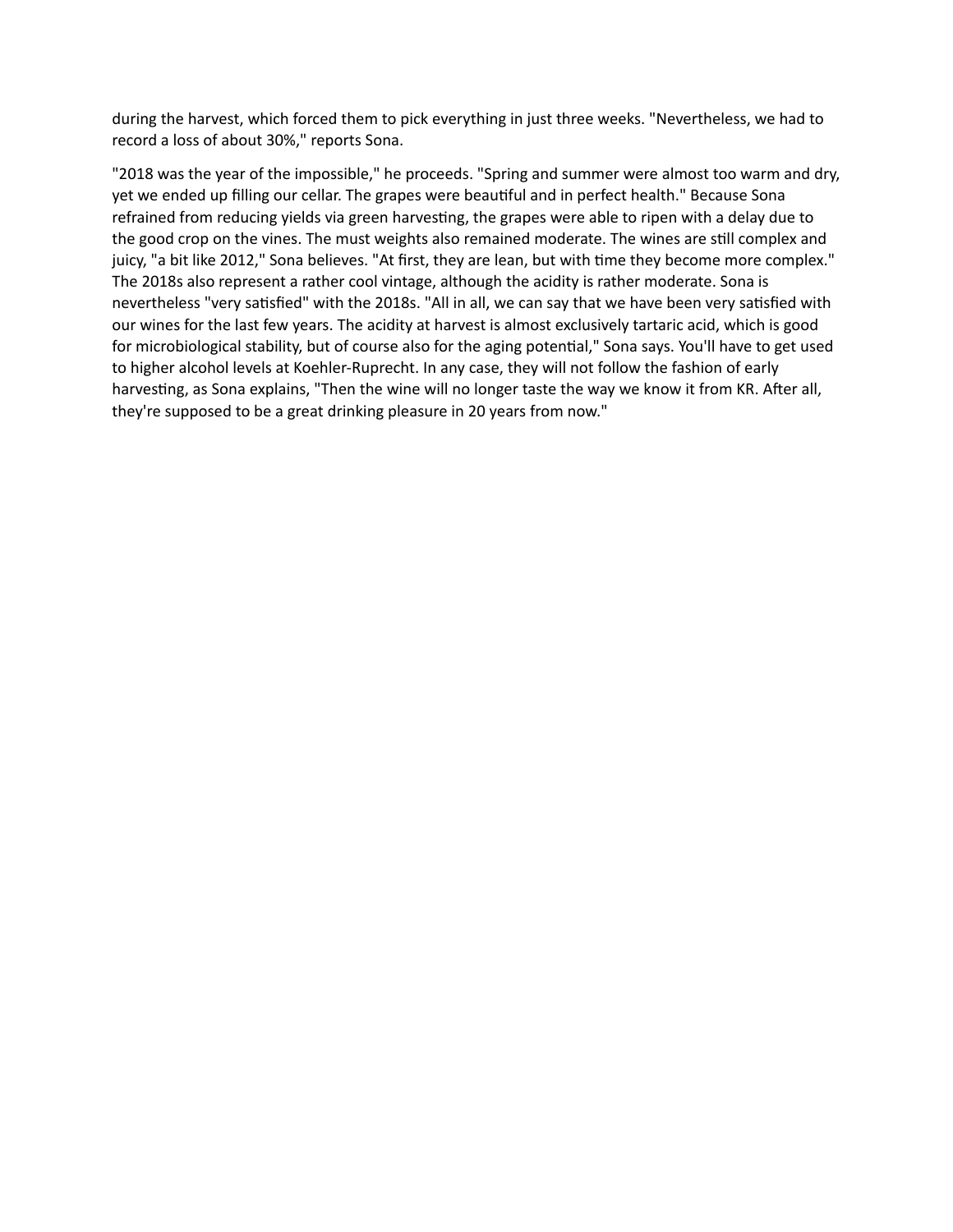during the harvest, which forced them to pick everything in just three weeks. "Nevertheless, we had to record a loss of about 30%," reports Sona.

"2018 was the year of the impossible," he proceeds. "Spring and summer were almost too warm and dry, yet we ended up filling our cellar. The grapes were beautiful and in perfect health." Because Sona refrained from reducing yields via green harvesting, the grapes were able to ripen with a delay due to the good crop on the vines. The must weights also remained moderate. The wines are still complex and juicy, "a bit like 2012," Sona believes. "At first, they are lean, but with time they become more complex." The 2018s also represent a rather cool vintage, although the acidity is rather moderate. Sona is nevertheless "very satisfied" with the 2018s. "All in all, we can say that we have been very satisfied with our wines for the last few years. The acidity at harvest is almost exclusively tartaric acid, which is good for microbiological stability, but of course also for the aging potential," Sona says. You'll have to get used to higher alcohol levels at Koehler-Ruprecht. In any case, they will not follow the fashion of early harvesting, as Sona explains, "Then the wine will no longer taste the way we know it from KR. After all, they're supposed to be a great drinking pleasure in 20 years from now."